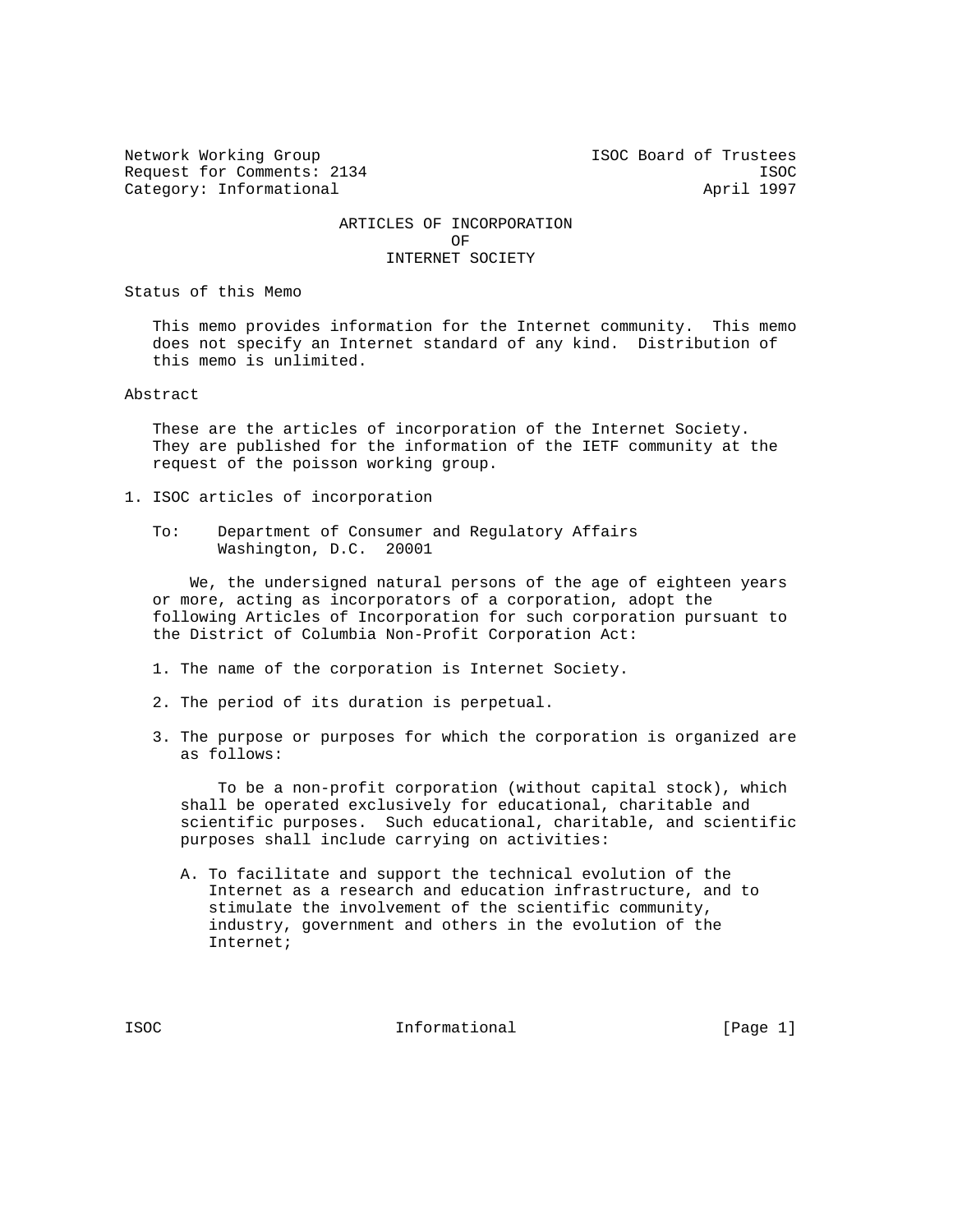Network Working Group ISOC Board of Trustees
Request for Comments: 2134 ISOC
Category: Informational April 1997

# ARTICLES OF INCORPORATION OF INTERNET SOCIETY

## Status of this Memo

This memo provides information for the Internet community. This memo does not specify an Internet standard of any kind. Distribution of this memo is unlimited.

## Abstract

These are the articles of incorporation of the Internet Society. They are published for the information of the IETF community at the request of the poisson working group.

## 1. ISOC articles of incorporation

To: Department of Consumer and Regulatory Affairs
Washington, D.C. 20001

We, the undersigned natural persons of the age of eighteen years or more, acting as incorporators of a corporation, adopt the following Articles of Incorporation for such corporation pursuant to the District of Columbia Non-Profit Corporation Act:

1. The name of the corporation is Internet Society.

2. The period of its duration is perpetual.

3. The purpose or purposes for which the corporation is organized are as follows:

   To be a non-profit corporation (without capital stock), which shall be operated exclusively for educational, charitable and scientific purposes. Such educational, charitable, and scientific purposes shall include carrying on activities:

   A. To facilitate and support the technical evolution of the Internet as a research and education infrastructure, and to stimulate the involvement of the scientific community, industry, government and others in the evolution of the Internet;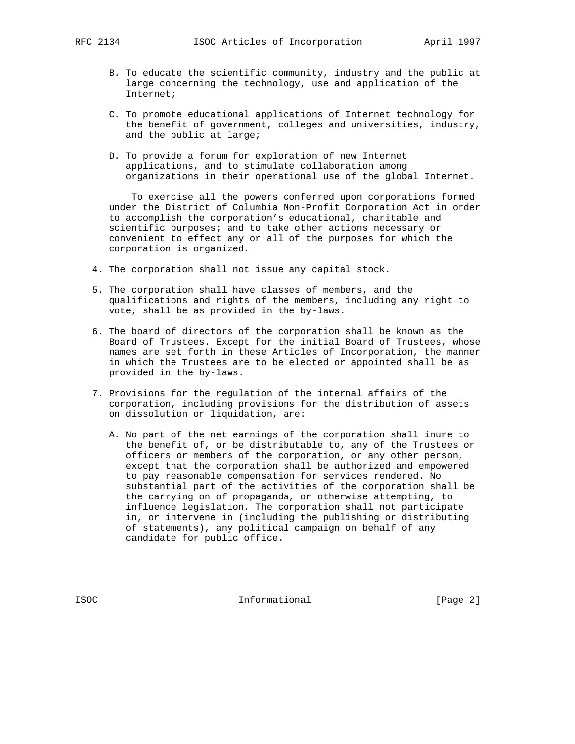B. To educate the scientific community, industry and the public at large concerning the technology, use and application of the Internet;

C. To promote educational applications of Internet technology for the benefit of government, colleges and universities, industry, and the public at large;

D. To provide a forum for exploration of new Internet applications, and to stimulate collaboration among organizations in their operational use of the global Internet.

To exercise all the powers conferred upon corporations formed under the District of Columbia Non-Profit Corporation Act in order to accomplish the corporation’s educational, charitable and scientific purposes; and to take other actions necessary or convenient to effect any or all of the purposes for which the corporation is organized.

4. The corporation shall not issue any capital stock.

5. The corporation shall have classes of members, and the qualifications and rights of the members, including any right to vote, shall be as provided in the by-laws.

6. The board of directors of the corporation shall be known as the Board of Trustees. Except for the initial Board of Trustees, whose names are set forth in these Articles of Incorporation, the manner in which the Trustees are to be elected or appointed shall be as provided in the by-laws.

7. Provisions for the regulation of the internal affairs of the corporation, including provisions for the distribution of assets on dissolution or liquidation, are:

   A. No part of the net earnings of the corporation shall inure to the benefit of, or be distributable to, any of the Trustees or officers or members of the corporation, or any other person, except that the corporation shall be authorized and empowered to pay reasonable compensation for services rendered. No substantial part of the activities of the corporation shall be the carrying on of propaganda, or otherwise attempting, to influence legislation. The corporation shall not participate in, or intervene in (including the publishing or distributing of statements), any political campaign on behalf of any candidate for public office.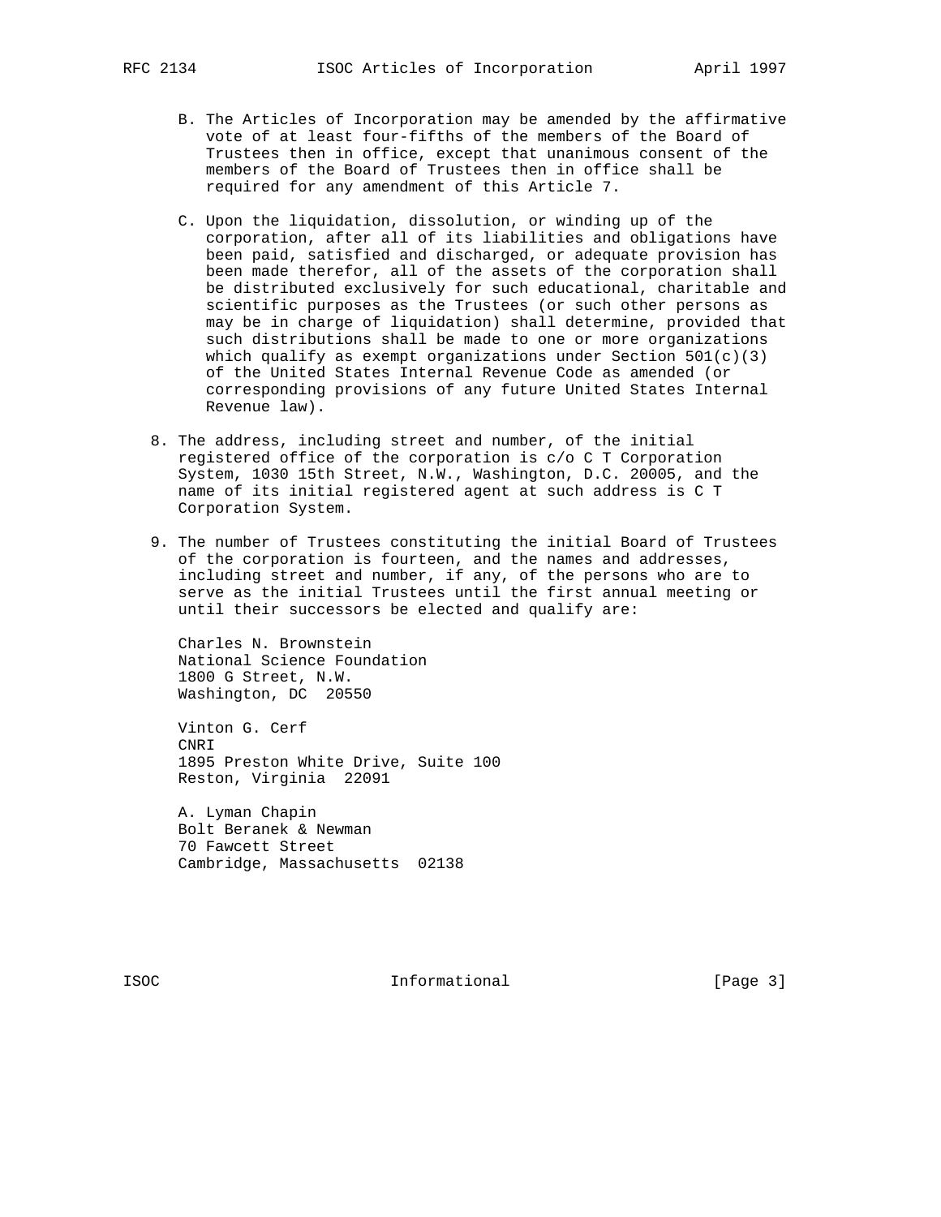B. The Articles of Incorporation may be amended by the affirmative vote of at least four-fifths of the members of the Board of Trustees then in office, except that unanimous consent of the members of the Board of Trustees then in office shall be required for any amendment of this Article 7.

C. Upon the liquidation, dissolution, or winding up of the corporation, after all of its liabilities and obligations have been paid, satisfied and discharged, or adequate provision has been made therefor, all of the assets of the corporation shall be distributed exclusively for such educational, charitable and scientific purposes as the Trustees (or such other persons as may be in charge of liquidation) shall determine, provided that such distributions shall be made to one or more organizations which qualify as exempt organizations under Section 501(c)(3) of the United States Internal Revenue Code as amended (or corresponding provisions of any future United States Internal Revenue law).

8. The address, including street and number, of the initial registered office of the corporation is c/o C T Corporation System, 1030 15th Street, N.W., Washington, D.C. 20005, and the name of its initial registered agent at such address is C T Corporation System.

9. The number of Trustees constituting the initial Board of Trustees of the corporation is fourteen, and the names and addresses, including street and number, if any, of the persons who are to serve as the initial Trustees until the first annual meeting or until their successors be elected and qualify are:

   Charles N. Brownstein
   National Science Foundation
   1800 G Street, N.W.
   Washington, DC  20550

   Vinton G. Cerf
   CNRI
   1895 Preston White Drive, Suite 100
   Reston, Virginia  22091

   A. Lyman Chapin
   Bolt Beranek & Newman
   70 Fawcett Street
   Cambridge, Massachusetts  02138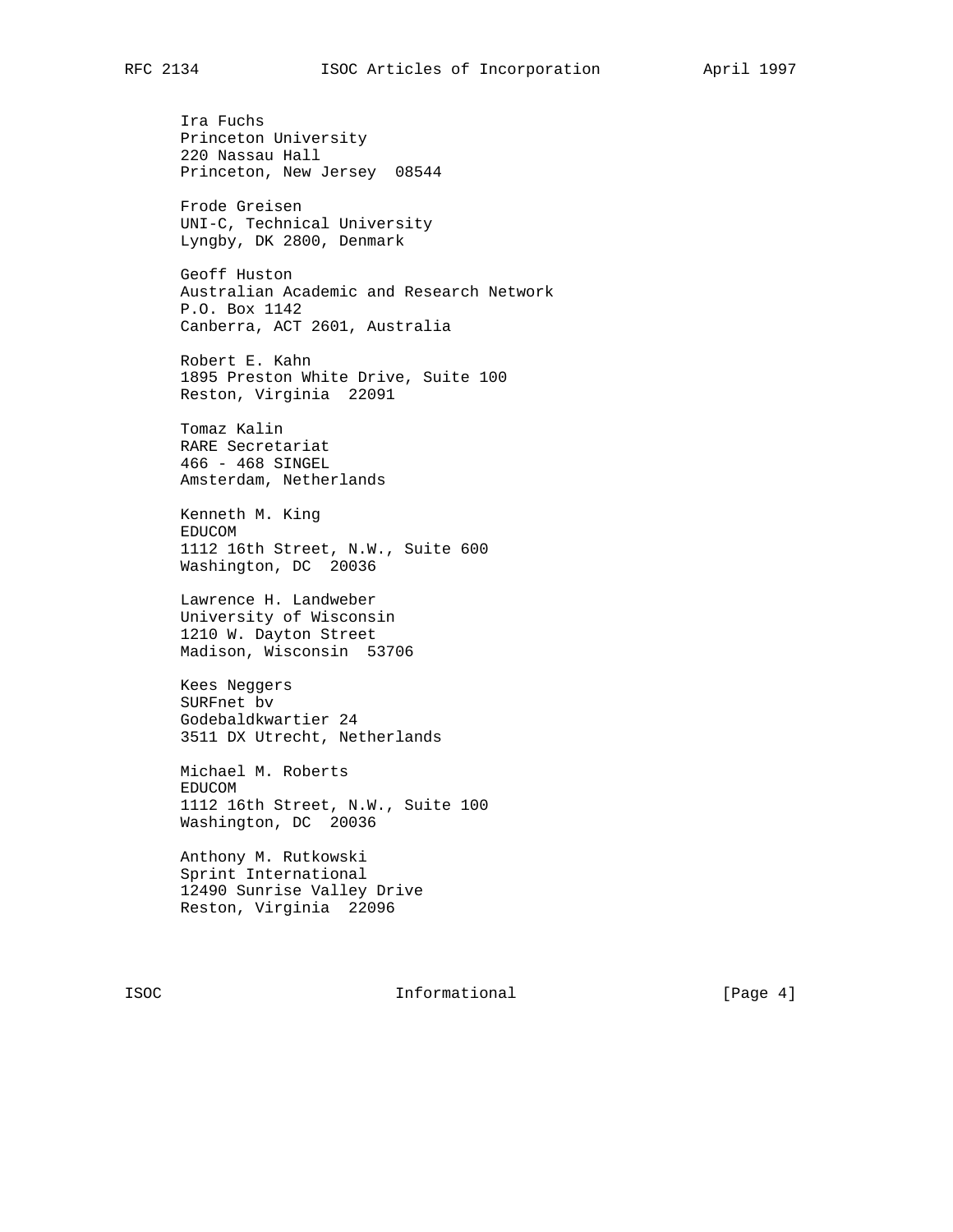Ira Fuchs
Princeton University
220 Nassau Hall
Princeton, New Jersey  08544

Frode Greisen
UNI-C, Technical University
Lyngby, DK 2800, Denmark

Geoff Huston
Australian Academic and Research Network
P.O. Box 1142
Canberra, ACT 2601, Australia

Robert E. Kahn
1895 Preston White Drive, Suite 100
Reston, Virginia  22091

Tomaz Kalin
RARE Secretariat
466 - 468 SINGEL
Amsterdam, Netherlands

Kenneth M. King
EDUCOM
1112 16th Street, N.W., Suite 600
Washington, DC  20036

Lawrence H. Landweber
University of Wisconsin
1210 W. Dayton Street
Madison, Wisconsin  53706

Kees Neggers
SURFnet bv
Godebaldkwartier 24
3511 DX Utrecht, Netherlands

Michael M. Roberts
EDUCOM
1112 16th Street, N.W., Suite 100
Washington, DC  20036

Anthony M. Rutkowski
Sprint International
12490 Sunrise Valley Drive
Reston, Virginia  22096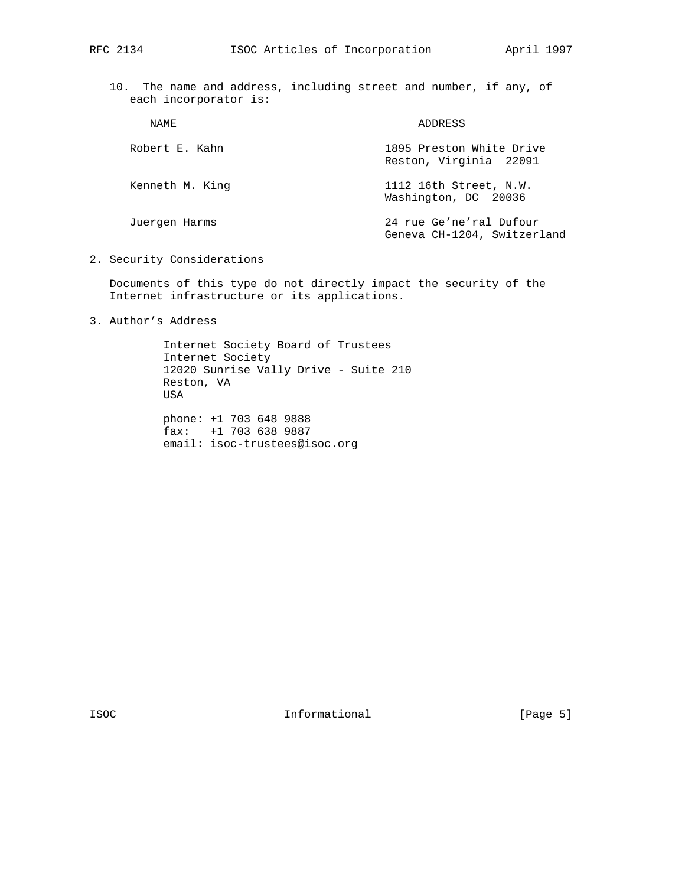10. The name and address, including street and number, if any, of each incorporator is:

| NAME | ADDRESS |
| --- | --- |
| Robert E. Kahn | 1895 Preston White Drive<br>Reston, Virginia 22091 |
| Kenneth M. King | 1112 16th Street, N.W.<br>Washington, DC 20036 |
| Juergen Harms | 24 rue Ge’ne’ral Dufour<br>Geneva CH-1204, Switzerland |

## 2. Security Considerations

Documents of this type do not directly impact the security of the Internet infrastructure or its applications.

## 3. Author’s Address

Internet Society Board of Trustees
Internet Society
12020 Sunrise Vally Drive - Suite 210
Reston, VA
USA

phone: +1 703 648 9888
fax: +1 703 638 9887
email: isoc-trustees@isoc.org